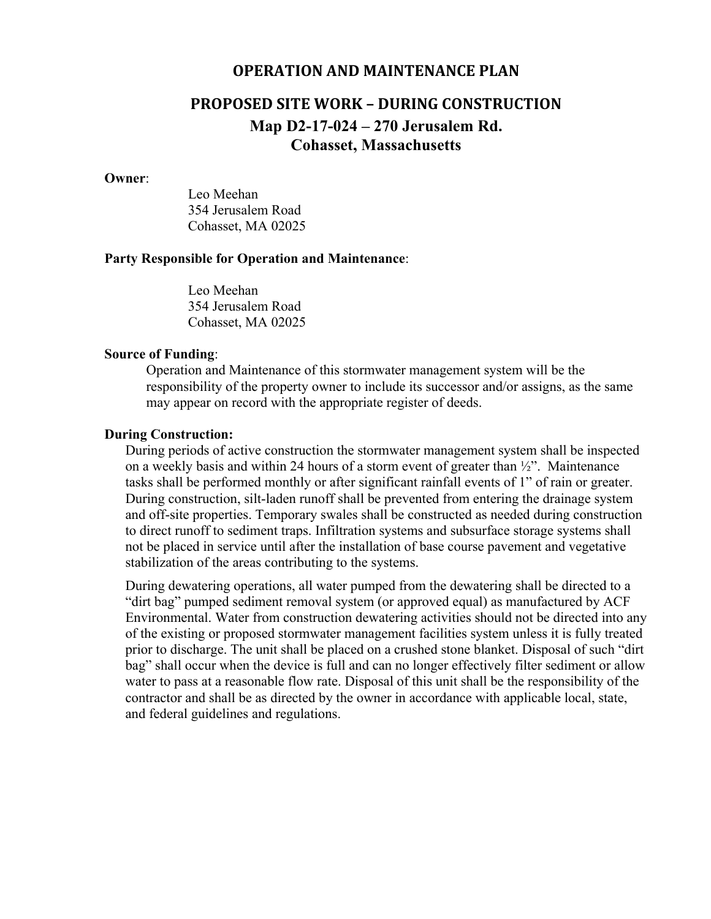# OPERATION AND MAINTENANCE PLAN

## PROPOSED SITE WORK – DURING CONSTRUCTION

### Map D2-17-024 – 270 Jerusalem Rd.
### Cohasset, Massachusetts

**Owner**:

Leo Meehan
354 Jerusalem Road
Cohasset, MA 02025

**Party Responsible for Operation and Maintenance**:

Leo Meehan
354 Jerusalem Road
Cohasset, MA 02025

**Source of Funding**:

Operation and Maintenance of this stormwater management system will be the responsibility of the property owner to include its successor and/or assigns, as the same may appear on record with the appropriate register of deeds.

**During Construction:**

During periods of active construction the stormwater management system shall be inspected on a weekly basis and within 24 hours of a storm event of greater than ½". Maintenance tasks shall be performed monthly or after significant rainfall events of 1" of rain or greater. During construction, silt-laden runoff shall be prevented from entering the drainage system and off-site properties. Temporary swales shall be constructed as needed during construction to direct runoff to sediment traps. Infiltration systems and subsurface storage systems shall not be placed in service until after the installation of base course pavement and vegetative stabilization of the areas contributing to the systems.

During dewatering operations, all water pumped from the dewatering shall be directed to a "dirt bag" pumped sediment removal system (or approved equal) as manufactured by ACF Environmental. Water from construction dewatering activities should not be directed into any of the existing or proposed stormwater management facilities system unless it is fully treated prior to discharge. The unit shall be placed on a crushed stone blanket. Disposal of such "dirt bag" shall occur when the device is full and can no longer effectively filter sediment or allow water to pass at a reasonable flow rate. Disposal of this unit shall be the responsibility of the contractor and shall be as directed by the owner in accordance with applicable local, state, and federal guidelines and regulations.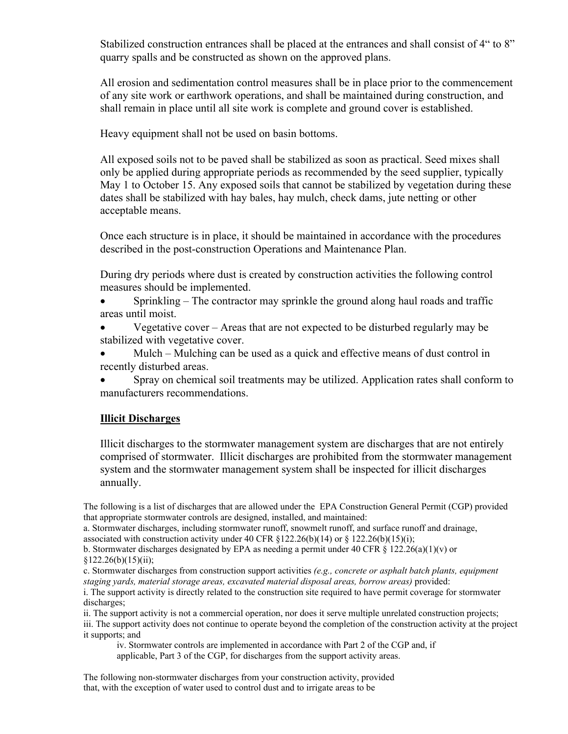Stabilized construction entrances shall be placed at the entrances and shall consist of 4“ to 8” quarry spalls and be constructed as shown on the approved plans.

All erosion and sedimentation control measures shall be in place prior to the commencement of any site work or earthwork operations, and shall be maintained during construction, and shall remain in place until all site work is complete and ground cover is established.

Heavy equipment shall not be used on basin bottoms.

All exposed soils not to be paved shall be stabilized as soon as practical. Seed mixes shall only be applied during appropriate periods as recommended by the seed supplier, typically May 1 to October 15. Any exposed soils that cannot be stabilized by vegetation during these dates shall be stabilized with hay bales, hay mulch, check dams, jute netting or other acceptable means.

Once each structure is in place, it should be maintained in accordance with the procedures described in the post-construction Operations and Maintenance Plan.

During dry periods where dust is created by construction activities the following control measures should be implemented.

- Sprinkling – The contractor may sprinkle the ground along haul roads and traffic areas until moist.
- Vegetative cover – Areas that are not expected to be disturbed regularly may be stabilized with vegetative cover.
- Mulch – Mulching can be used as a quick and effective means of dust control in recently disturbed areas.
- Spray on chemical soil treatments may be utilized. Application rates shall conform to manufacturers recommendations.

**Illicit Discharges**

Illicit discharges to the stormwater management system are discharges that are not entirely comprised of stormwater. Illicit discharges are prohibited from the stormwater management system and the stormwater management system shall be inspected for illicit discharges annually.

The following is a list of discharges that are allowed under the EPA Construction General Permit (CGP) provided that appropriate stormwater controls are designed, installed, and maintained:

a. Stormwater discharges, including stormwater runoff, snowmelt runoff, and surface runoff and drainage, associated with construction activity under 40 CFR §122.26(b)(14) or § 122.26(b)(15)(i);

b. Stormwater discharges designated by EPA as needing a permit under 40 CFR § 122.26(a)(1)(v) or §122.26(b)(15)(ii);

c. Stormwater discharges from construction support activities *(e.g., concrete or asphalt batch plants, equipment staging yards, material storage areas, excavated material disposal areas, borrow areas)* provided:

i. The support activity is directly related to the construction site required to have permit coverage for stormwater discharges;

ii. The support activity is not a commercial operation, nor does it serve multiple unrelated construction projects;

iii. The support activity does not continue to operate beyond the completion of the construction activity at the project it supports; and

iv. Stormwater controls are implemented in accordance with Part 2 of the CGP and, if applicable, Part 3 of the CGP, for discharges from the support activity areas.

The following non-stormwater discharges from your construction activity, provided that, with the exception of water used to control dust and to irrigate areas to be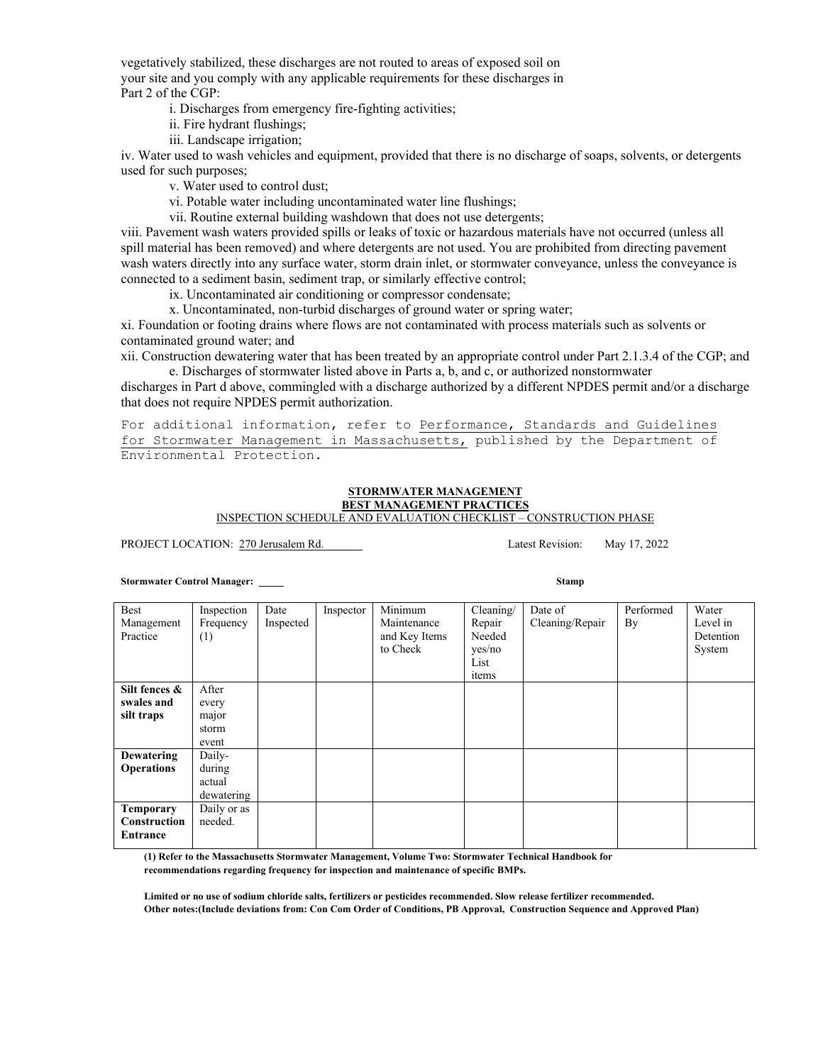vegetatively stabilized, these discharges are not routed to areas of exposed soil on your site and you comply with any applicable requirements for these discharges in Part 2 of the CGP:

i. Discharges from emergency fire-fighting activities;

ii. Fire hydrant flushings;

iii. Landscape irrigation;

iv. Water used to wash vehicles and equipment, provided that there is no discharge of soaps, solvents, or detergents used for such purposes;

v. Water used to control dust;

vi. Potable water including uncontaminated water line flushings;

vii. Routine external building washdown that does not use detergents;

viii. Pavement wash waters provided spills or leaks of toxic or hazardous materials have not occurred (unless all spill material has been removed) and where detergents are not used. You are prohibited from directing pavement wash waters directly into any surface water, storm drain inlet, or stormwater conveyance, unless the conveyance is connected to a sediment basin, sediment trap, or similarly effective control;

ix. Uncontaminated air conditioning or compressor condensate;

x. Uncontaminated, non-turbid discharges of ground water or spring water;

xi. Foundation or footing drains where flows are not contaminated with process materials such as solvents or contaminated ground water; and

xii. Construction dewatering water that has been treated by an appropriate control under Part 2.1.3.4 of the CGP; and

e. Discharges of stormwater listed above in Parts a, b, and c, or authorized nonstormwater discharges in Part d above, commingled with a discharge authorized by a different NPDES permit and/or a discharge that does not require NPDES permit authorization.

For additional information, refer to Performance, Standards and Guidelines for Stormwater Management in Massachusetts, published by the Department of Environmental Protection.

**STORMWATER MANAGEMENT**
**BEST MANAGEMENT PRACTICES**
INSPECTION SCHEDULE AND EVALUATION CHECKLIST – CONSTRUCTION PHASE

PROJECT LOCATION: 270 Jerusalem Rd. Latest Revision: May 17, 2022

**Stormwater Control Manager:** **Stamp**

| Best Management Practice | Inspection Frequency (1) | Date Inspected | Inspector | Minimum Maintenance and Key Items to Check | Cleaning/ Repair Needed yes/no List items | Date of Cleaning/Repair | Performed By | Water Level in Detention System |
|---|---|---|---|---|---|---|---|---|
| **Silt fences & swales and silt traps** | After every major storm event | | | | | | | |
| **Dewatering Operations** | Daily- during actual dewatering | | | | | | | |
| **Temporary Construction Entrance** | Daily or as needed. | | | | | | | |

**(1) Refer to the Massachusetts Stormwater Management, Volume Two: Stormwater Technical Handbook for recommendations regarding frequency for inspection and maintenance of specific BMPs.**

**Limited or no use of sodium chloride salts, fertilizers or pesticides recommended. Slow release fertilizer recommended.**
**Other notes:(Include deviations from: Con Com Order of Conditions, PB Approval, Construction Sequence and Approved Plan)**